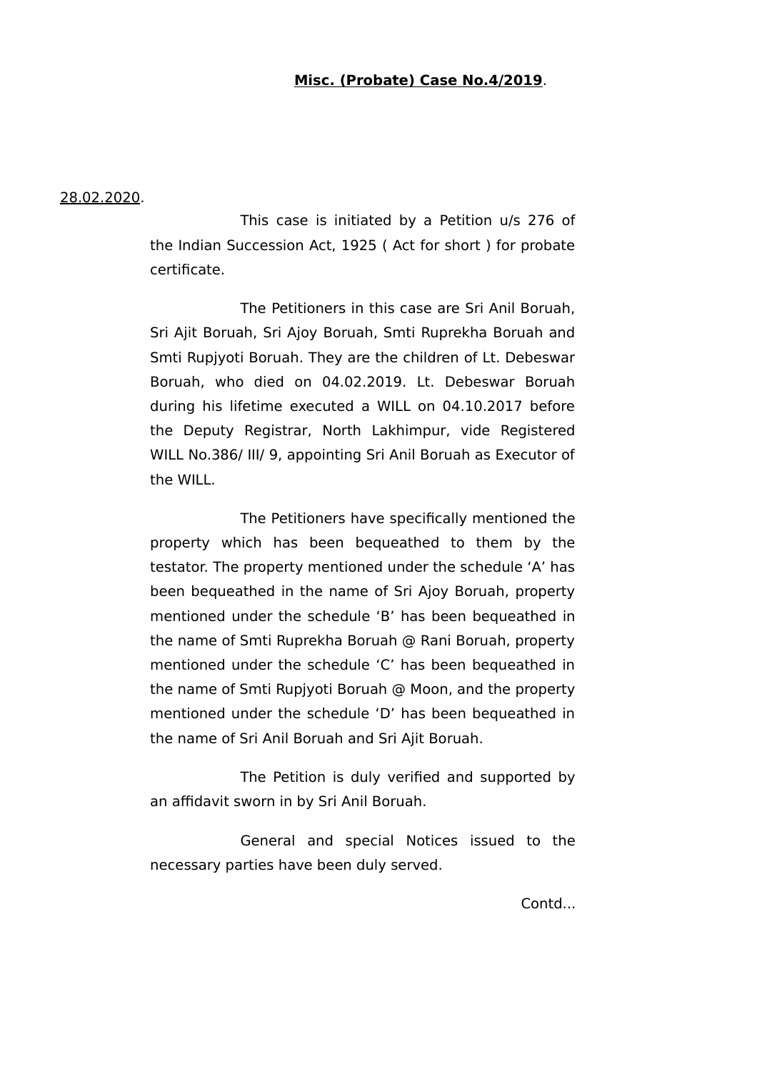**Misc. (Probate) Case No.4/2019**.

28.02.2020.

This case is initiated by a Petition u/s 276 of the Indian Succession Act, 1925 ( Act for short ) for probate certificate.

The Petitioners in this case are Sri Anil Boruah, Sri Ajit Boruah, Sri Ajoy Boruah, Smti Ruprekha Boruah and Smti Rupjyoti Boruah. They are the children of Lt. Debeswar Boruah, who died on 04.02.2019. Lt. Debeswar Boruah during his lifetime executed a WILL on 04.10.2017 before the Deputy Registrar, North Lakhimpur, vide Registered WILL No.386/ III/ 9, appointing Sri Anil Boruah as Executor of the WILL.

The Petitioners have specifically mentioned the property which has been bequeathed to them by the testator. The property mentioned under the schedule 'A' has been bequeathed in the name of Sri Ajoy Boruah, property mentioned under the schedule 'B' has been bequeathed in the name of Smti Ruprekha Boruah @ Rani Boruah, property mentioned under the schedule 'C' has been bequeathed in the name of Smti Rupjyoti Boruah @ Moon, and the property mentioned under the schedule 'D' has been bequeathed in the name of Sri Anil Boruah and Sri Ajit Boruah.

The Petition is duly verified and supported by an affidavit sworn in by Sri Anil Boruah.

General and special Notices issued to the necessary parties have been duly served.

Contd...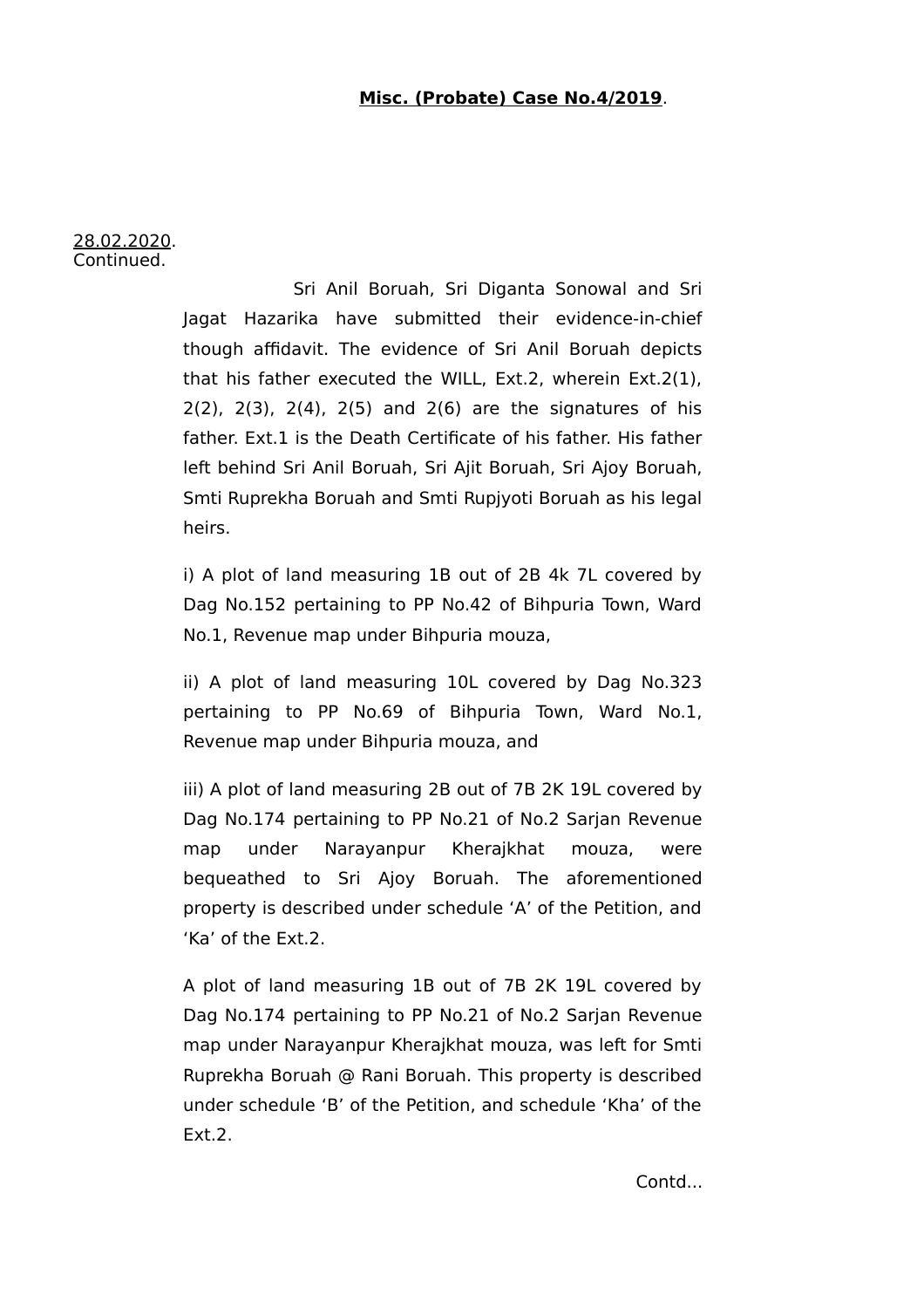**Misc. (Probate) Case No.4/2019**.

28.02.2020.
Continued.

Sri Anil Boruah, Sri Diganta Sonowal and Sri Jagat Hazarika have submitted their evidence-in-chief though affidavit. The evidence of Sri Anil Boruah depicts that his father executed the WILL, Ext.2, wherein Ext.2(1), 2(2), 2(3), 2(4), 2(5) and 2(6) are the signatures of his father. Ext.1 is the Death Certificate of his father. His father left behind Sri Anil Boruah, Sri Ajit Boruah, Sri Ajoy Boruah, Smti Ruprekha Boruah and Smti Rupjyoti Boruah as his legal heirs.

i) A plot of land measuring 1B out of 2B 4k 7L covered by Dag No.152 pertaining to PP No.42 of Bihpuria Town, Ward No.1, Revenue map under Bihpuria mouza,

ii) A plot of land measuring 10L covered by Dag No.323 pertaining to PP No.69 of Bihpuria Town, Ward No.1, Revenue map under Bihpuria mouza, and

iii) A plot of land measuring 2B out of 7B 2K 19L covered by Dag No.174 pertaining to PP No.21 of No.2 Sarjan Revenue map under Narayanpur Kherajkhat mouza, were bequeathed to Sri Ajoy Boruah. The aforementioned property is described under schedule 'A' of the Petition, and 'Ka' of the Ext.2.

A plot of land measuring 1B out of 7B 2K 19L covered by Dag No.174 pertaining to PP No.21 of No.2 Sarjan Revenue map under Narayanpur Kherajkhat mouza, was left for Smti Ruprekha Boruah @ Rani Boruah. This property is described under schedule 'B' of the Petition, and schedule 'Kha' of the Ext.2.

Contd...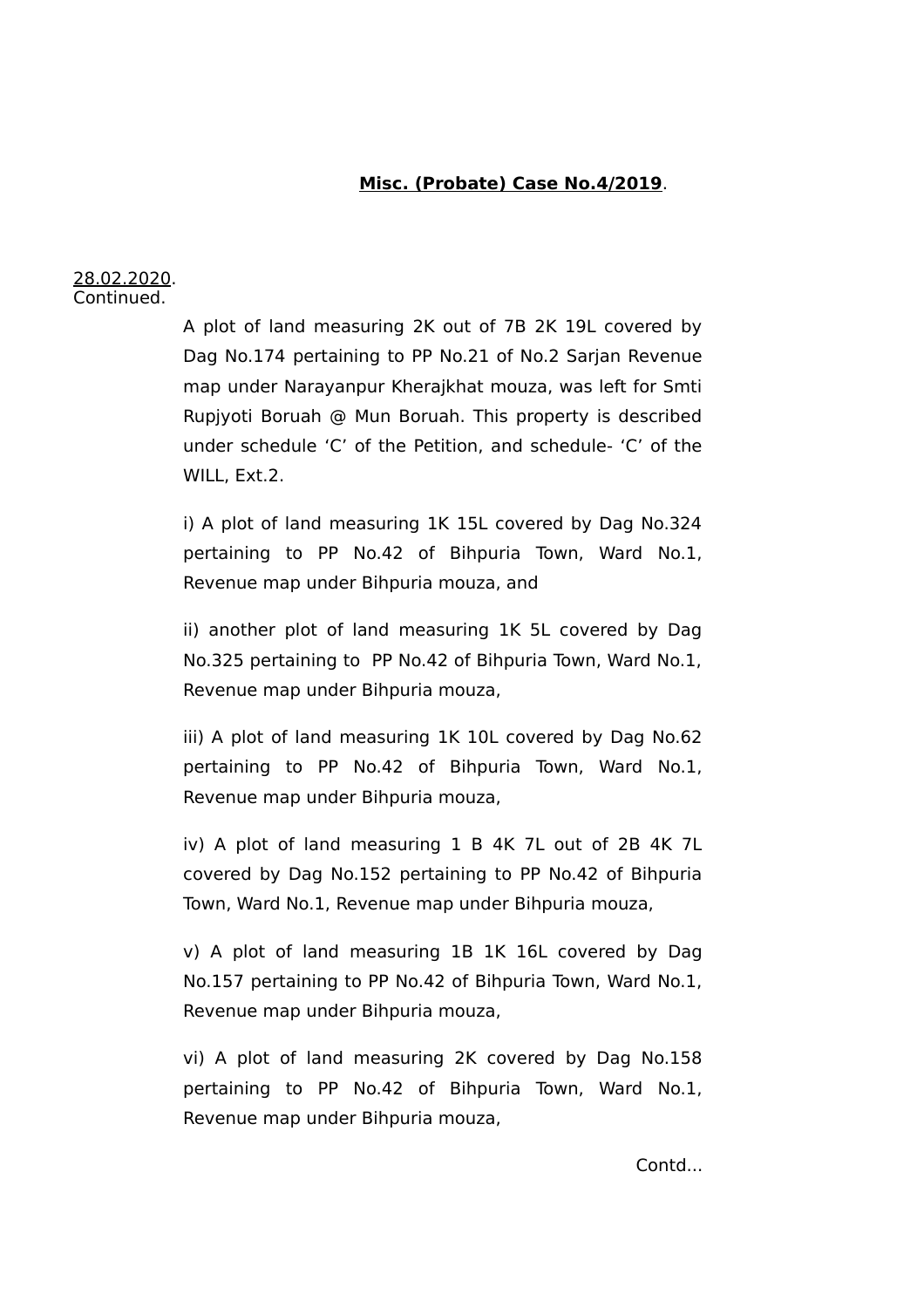**Misc. (Probate) Case No.4/2019**.

28.02.2020.
Continued.

A plot of land measuring 2K out of 7B 2K 19L covered by Dag No.174 pertaining to PP No.21 of No.2 Sarjan Revenue map under Narayanpur Kherajkhat mouza, was left for Smti Rupjyoti Boruah @ Mun Boruah. This property is described under schedule 'C' of the Petition, and schedule- 'C' of the WILL, Ext.2.

i) A plot of land measuring 1K 15L covered by Dag No.324 pertaining to PP No.42 of Bihpuria Town, Ward No.1, Revenue map under Bihpuria mouza, and

ii) another plot of land measuring 1K 5L covered by Dag No.325 pertaining to PP No.42 of Bihpuria Town, Ward No.1, Revenue map under Bihpuria mouza,

iii) A plot of land measuring 1K 10L covered by Dag No.62 pertaining to PP No.42 of Bihpuria Town, Ward No.1, Revenue map under Bihpuria mouza,

iv) A plot of land measuring 1 B 4K 7L out of 2B 4K 7L covered by Dag No.152 pertaining to PP No.42 of Bihpuria Town, Ward No.1, Revenue map under Bihpuria mouza,

v) A plot of land measuring 1B 1K 16L covered by Dag No.157 pertaining to PP No.42 of Bihpuria Town, Ward No.1, Revenue map under Bihpuria mouza,

vi) A plot of land measuring 2K covered by Dag No.158 pertaining to PP No.42 of Bihpuria Town, Ward No.1, Revenue map under Bihpuria mouza,

Contd...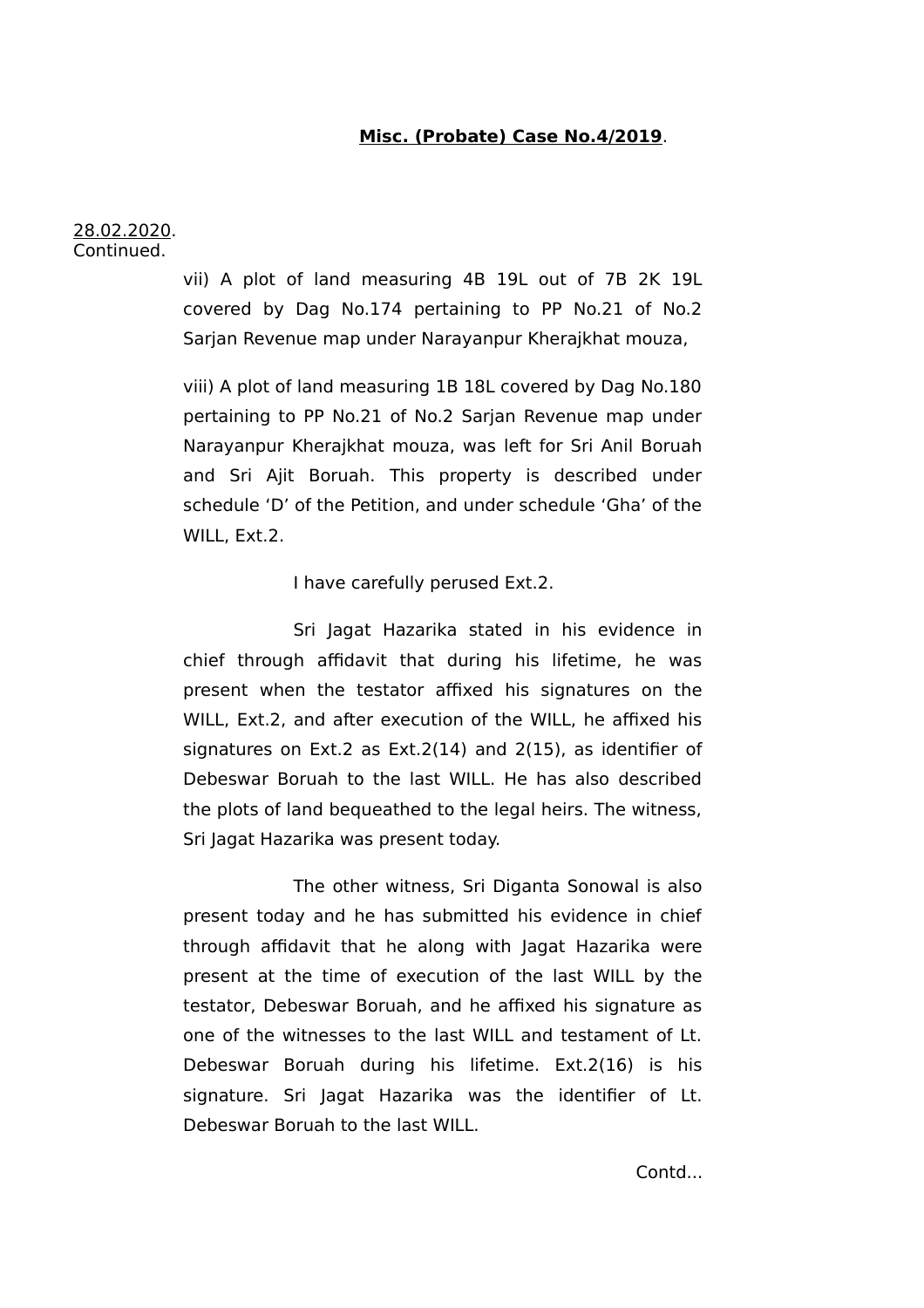**Misc. (Probate) Case No.4/2019**.

28.02.2020.
Continued.

vii) A plot of land measuring 4B 19L out of 7B 2K 19L covered by Dag No.174 pertaining to PP No.21 of No.2 Sarjan Revenue map under Narayanpur Kherajkhat mouza,

viii) A plot of land measuring 1B 18L covered by Dag No.180 pertaining to PP No.21 of No.2 Sarjan Revenue map under Narayanpur Kherajkhat mouza, was left for Sri Anil Boruah and Sri Ajit Boruah. This property is described under schedule 'D' of the Petition, and under schedule 'Gha' of the WILL, Ext.2.

I have carefully perused Ext.2.

Sri Jagat Hazarika stated in his evidence in chief through affidavit that during his lifetime, he was present when the testator affixed his signatures on the WILL, Ext.2, and after execution of the WILL, he affixed his signatures on Ext.2 as Ext.2(14) and 2(15), as identifier of Debeswar Boruah to the last WILL. He has also described the plots of land bequeathed to the legal heirs. The witness, Sri Jagat Hazarika was present today.

The other witness, Sri Diganta Sonowal is also present today and he has submitted his evidence in chief through affidavit that he along with Jagat Hazarika were present at the time of execution of the last WILL by the testator, Debeswar Boruah, and he affixed his signature as one of the witnesses to the last WILL and testament of Lt. Debeswar Boruah during his lifetime. Ext.2(16) is his signature. Sri Jagat Hazarika was the identifier of Lt. Debeswar Boruah to the last WILL.

Contd...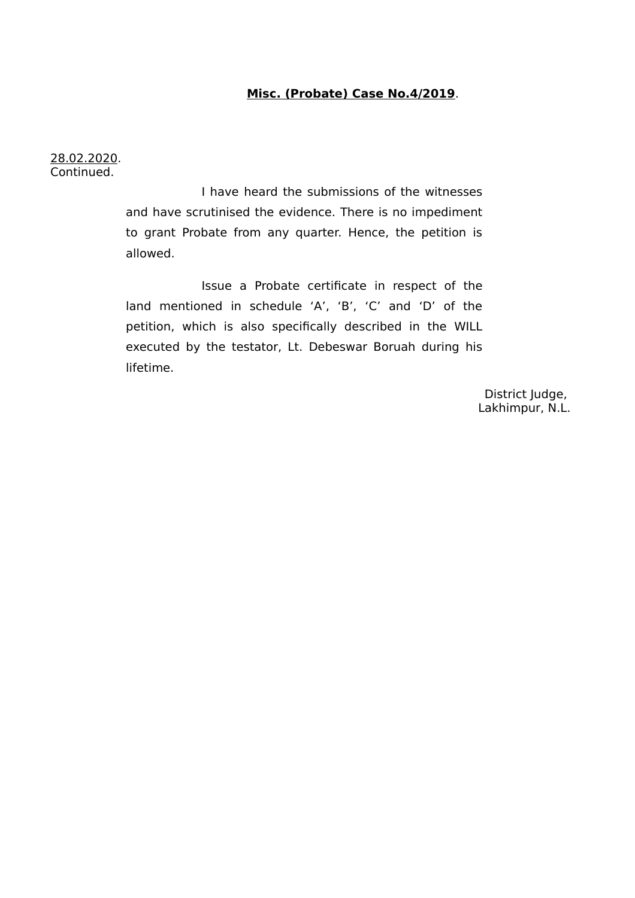**Misc. (Probate) Case No.4/2019**.

28.02.2020.
Continued.

I have heard the submissions of the witnesses and have scrutinised the evidence. There is no impediment to grant Probate from any quarter. Hence, the petition is allowed.

Issue a Probate certificate in respect of the land mentioned in schedule 'A', 'B', 'C' and 'D' of the petition, which is also specifically described in the WILL executed by the testator, Lt. Debeswar Boruah during his lifetime.

District Judge,
Lakhimpur, N.L.